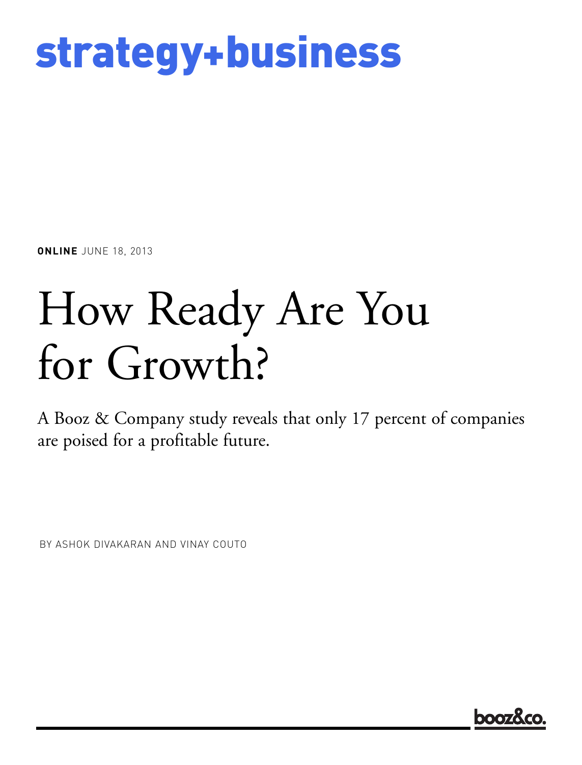strategy+business

**ONLINE** JUNE 18, 2013

# How Ready Are You for Growth?

A Booz & Company study reveals that only 17 percent of companies are poised for a profitable future.

BY ASHOK DIVAKARAN AND VINAY COUTO

booz&co.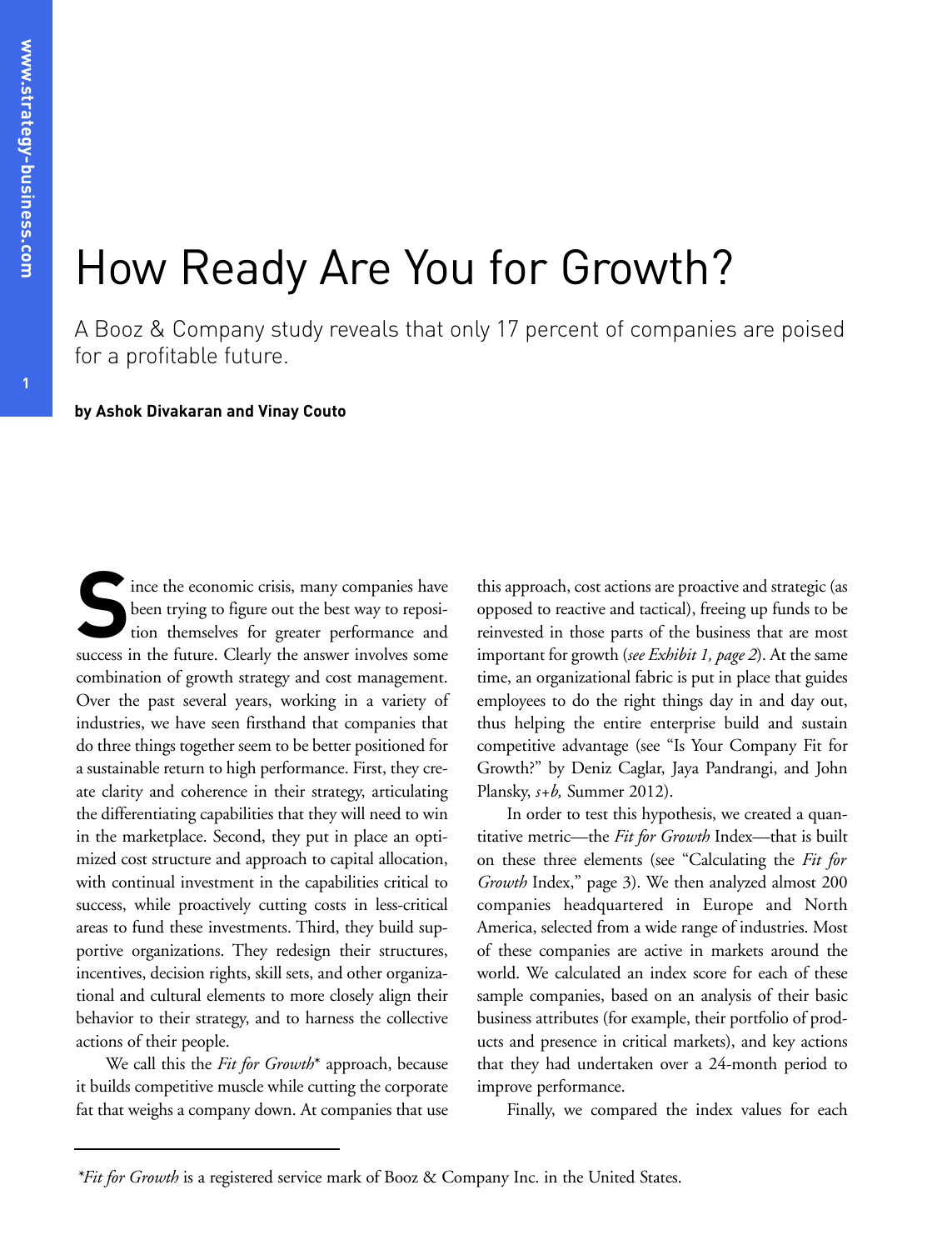# How Ready Are You for Growth?

A Booz & Company study reveals that only 17 percent of companies are poised for a profitable future.

**by Ashok Divakaran and Vinay Couto**

Since the economic crisis, many companies have been trying to figure out the best way to reposition themselves for greater performance and success in the future. Clearly the answer involves some combination of growth strategy and cost management. Over the past several years, working in a variety of industries, we have seen firsthand that companies that do three things together seem to be better positioned for a sustainable return to high performance. First, they create clarity and coherence in their strategy, articulating the differentiating capabilities that they will need to win in the marketplace. Second, they put in place an optimized cost structure and approach to capital allocation, with continual investment in the capabilities critical to success, while proactively cutting costs in less-critical areas to fund these investments. Third, they build supportive organizations. They redesign their structures, incentives, decision rights, skill sets, and other organizational and cultural elements to more closely align their behavior to their strategy, and to harness the collective actions of their people.

We call this the *Fit for Growth** approach, because it builds competitive muscle while cutting the corporate fat that weighs a company down. At companies that use this approach, cost actions are proactive and strategic (as opposed to reactive and tactical), freeing up funds to be reinvested in those parts of the business that are most important for growth (*see Exhibit 1, page 2*). At the same time, an organizational fabric is put in place that guides employees to do the right things day in and day out, thus helping the entire enterprise build and sustain competitive advantage (see "Is Your Company Fit for Growth?" by Deniz Caglar, Jaya Pandrangi, and John Plansky, *s+b,* Summer 2012).

In order to test this hypothesis, we created a quantitative metric—the *Fit for Growth* Index—that is built on these three elements (see "Calculating the *Fit for Growth* Index," page 3). We then analyzed almost 200 companies headquartered in Europe and North America, selected from a wide range of industries. Most of these companies are active in markets around the world. We calculated an index score for each of these sample companies, based on an analysis of their basic business attributes (for example, their portfolio of products and presence in critical markets), and key actions that they had undertaken over a 24-month period to improve performance.

Finally, we compared the index values for each

*\*Fit for Growth* is a registered service mark of Booz & Company Inc. in the United States.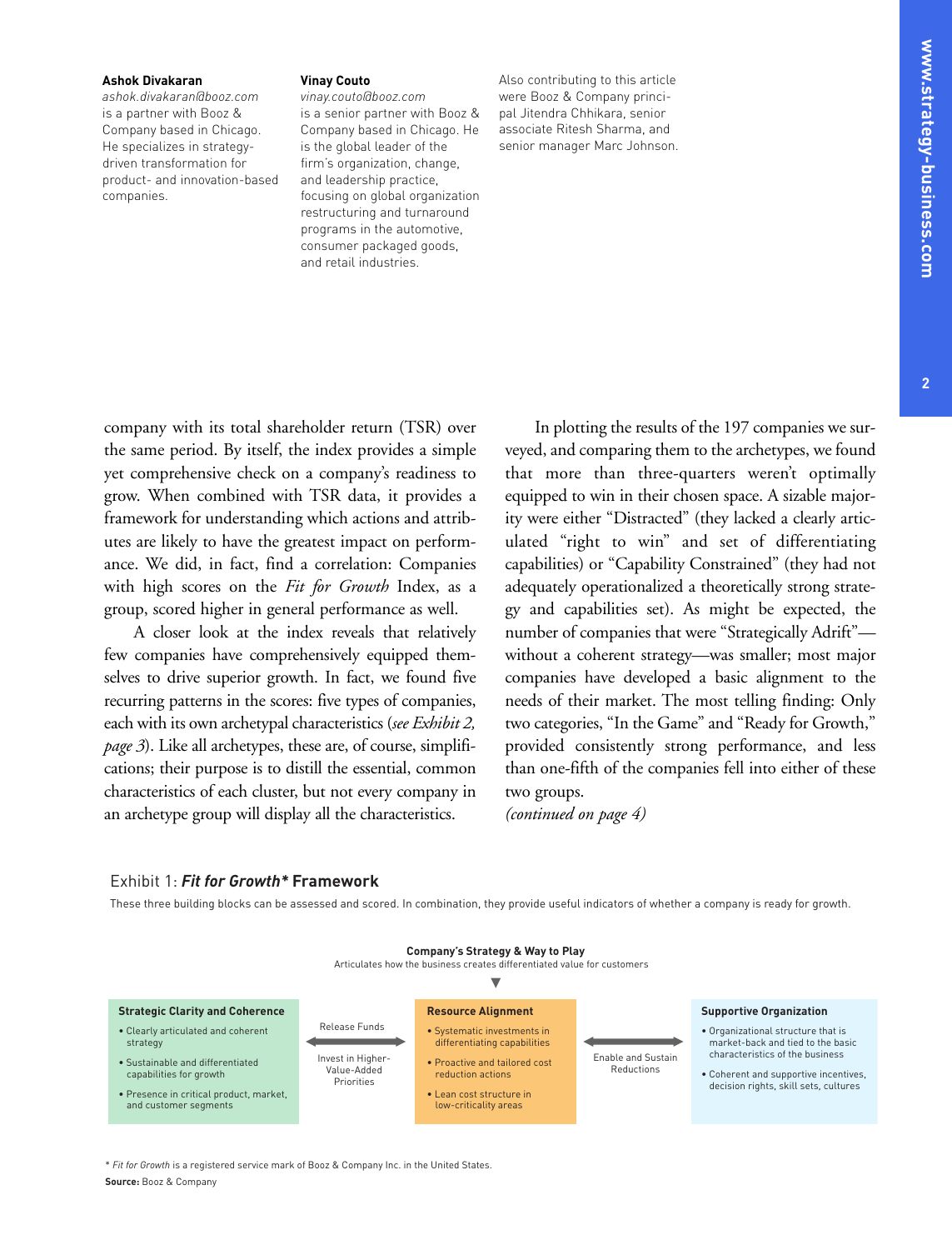**Ashok Divakaran**
*ashok.divakaran@booz.com*
is a partner with Booz & Company based in Chicago. He specializes in strategy-driven transformation for product- and innovation-based companies.

**Vinay Couto**
*vinay.couto@booz.com*
is a senior partner with Booz & Company based in Chicago. He is the global leader of the firm's organization, change, and leadership practice, focusing on global organization restructuring and turnaround programs in the automotive, consumer packaged goods, and retail industries.

Also contributing to this article were Booz & Company principal Jitendra Chhikara, senior associate Ritesh Sharma, and senior manager Marc Johnson.

company with its total shareholder return (TSR) over the same period. By itself, the index provides a simple yet comprehensive check on a company's readiness to grow. When combined with TSR data, it provides a framework for understanding which actions and attributes are likely to have the greatest impact on performance. We did, in fact, find a correlation: Companies with high scores on the *Fit for Growth* Index, as a group, scored higher in general performance as well.

A closer look at the index reveals that relatively few companies have comprehensively equipped themselves to drive superior growth. In fact, we found five recurring patterns in the scores: five types of companies, each with its own archetypal characteristics (*see Exhibit 2, page 3*). Like all archetypes, these are, of course, simplifications; their purpose is to distill the essential, common characteristics of each cluster, but not every company in an archetype group will display all the characteristics.

In plotting the results of the 197 companies we surveyed, and comparing them to the archetypes, we found that more than three-quarters weren't optimally equipped to win in their chosen space. A sizable majority were either "Distracted" (they lacked a clearly articulated "right to win" and set of differentiating capabilities) or "Capability Constrained" (they had not adequately operationalized a theoretically strong strategy and capabilities set). As might be expected, the number of companies that were "Strategically Adrift"—without a coherent strategy—was smaller; most major companies have developed a basic alignment to the needs of their market. The most telling finding: Only two categories, "In the Game" and "Ready for Growth," provided consistently strong performance, and less than one-fifth of the companies fell into either of these two groups.

*(continued on page 4)*

Exhibit 1: ***Fit for Growth\** Framework**

These three building blocks can be assessed and scored. In combination, they provide useful indicators of whether a company is ready for growth.

**Company's Strategy & Way to Play**
Articulates how the business creates differentiated value for customers

**Strategic Clarity and Coherence**
- Clearly articulated and coherent strategy
- Sustainable and differentiated capabilities for growth
- Presence in critical product, market, and customer segments

Release Funds ⟷ Invest in Higher-Value-Added Priorities

**Resource Alignment**
- Systematic investments in differentiating capabilities
- Proactive and tailored cost reduction actions
- Lean cost structure in low-criticality areas

⟷ Enable and Sustain Reductions

**Supportive Organization**
- Organizational structure that is market-back and tied to the basic characteristics of the business
- Coherent and supportive incentives, decision rights, skill sets, cultures

\* *Fit for Growth* is a registered service mark of Booz & Company Inc. in the United States.
**Source:** Booz & Company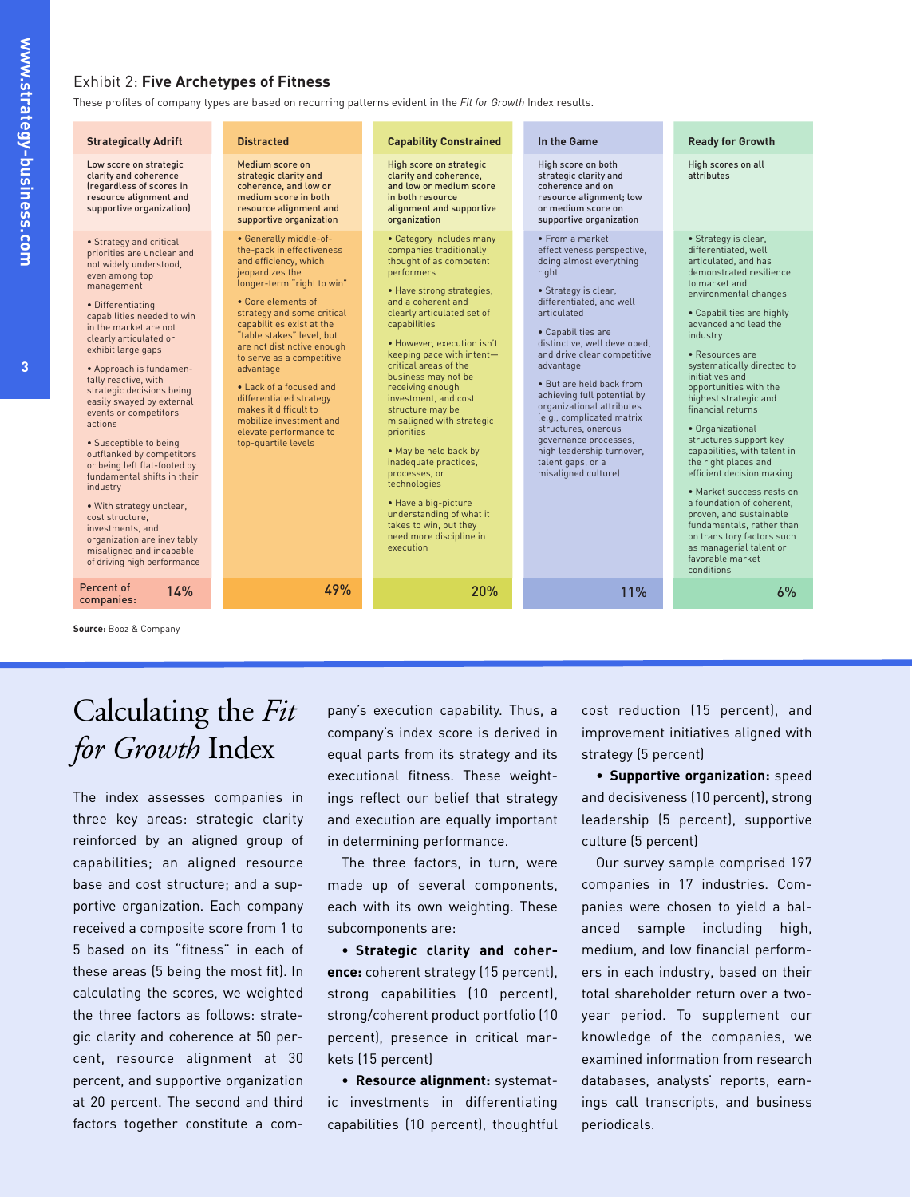Exhibit 2: **Five Archetypes of Fitness**

These profiles of company types are based on recurring patterns evident in the *Fit for Growth* Index results.

| Strategically Adrift | Distracted | Capability Constrained | In the Game | Ready for Growth |
|---|---|---|---|---|
| Low score on strategic clarity and coherence (regardless of scores in resource alignment and supportive organization) | Medium score on strategic clarity and coherence, and low or medium score in both resource alignment and supportive organization | High score on strategic clarity and coherence, and low or medium score in both resource alignment and supportive organization | High score on both strategic clarity and coherence and on resource alignment; low or medium score on supportive organization | High scores on all attributes |
| • Strategy and critical priorities are unclear and not widely understood, even among top management<br>• Differentiating capabilities needed to win in the market are not clearly articulated or exhibit large gaps<br>• Approach is fundamentally reactive, with strategic decisions being easily swayed by external events or competitors' actions<br>• Susceptible to being outflanked by competitors or being left flat-footed by fundamental shifts in their industry<br>• With strategy unclear, cost structure, investments, and organization are inevitably misaligned and incapable of driving high performance | • Generally middle-of-the-pack in effectiveness and efficiency, which jeopardizes the longer-term "right to win"<br>• Core elements of strategy and some critical capabilities exist at the "table stakes" level, but are not distinctive enough to serve as a competitive advantage<br>• Lack of a focused and differentiated strategy makes it difficult to mobilize investment and elevate performance to top-quartile levels | • Category includes many companies traditionally thought of as competent performers<br>• Have strong strategies, and a coherent and clearly articulated set of capabilities<br>• However, execution isn't keeping pace with intent—critical areas of the business may not be receiving enough investment, and cost structure may be misaligned with strategic priorities<br>• May be held back by inadequate practices, processes, or technologies<br>• Have a big-picture understanding of what it takes to win, but they need more discipline in execution | • From a market effectiveness perspective, doing almost everything right<br>• Strategy is clear, differentiated, and well articulated<br>• Capabilities are distinctive, well developed, and drive clear competitive advantage<br>• But are held back from achieving full potential by organizational attributes (e.g., complicated matrix structures, onerous governance processes, high leadership turnover, talent gaps, or a misaligned culture) | • Strategy is clear, differentiated, well articulated, and has demonstrated resilience to market and environmental changes<br>• Capabilities are highly advanced and lead the industry<br>• Resources are systematically directed to initiatives and opportunities with the highest strategic and financial returns<br>• Organizational structures support key capabilities, with talent in the right places and efficient decision making<br>• Market success rests on a foundation of coherent, proven, and sustainable fundamentals, rather than on transitory factors such as managerial talent or favorable market conditions |
| Percent of companies: 14% | 49% | 20% | 11% | 6% |

**Source:** Booz & Company

# Calculating the *Fit for Growth* Index

The index assesses companies in three key areas: strategic clarity reinforced by an aligned group of capabilities; an aligned resource base and cost structure; and a supportive organization. Each company received a composite score from 1 to 5 based on its "fitness" in each of these areas (5 being the most fit). In calculating the scores, we weighted the three factors as follows: strategic clarity and coherence at 50 percent, resource alignment at 30 percent, and supportive organization at 20 percent. The second and third factors together constitute a company's execution capability. Thus, a company's index score is derived in equal parts from its strategy and its executional fitness. These weightings reflect our belief that strategy and execution are equally important in determining performance.

The three factors, in turn, were made up of several components, each with its own weighting. These subcomponents are:

- **Strategic clarity and coherence:** coherent strategy (15 percent), strong capabilities (10 percent), strong/coherent product portfolio (10 percent), presence in critical markets (15 percent)
- **Resource alignment:** systematic investments in differentiating capabilities (10 percent), thoughtful cost reduction (15 percent), and improvement initiatives aligned with strategy (5 percent)
- **Supportive organization:** speed and decisiveness (10 percent), strong leadership (5 percent), supportive culture (5 percent)

Our survey sample comprised 197 companies in 17 industries. Companies were chosen to yield a balanced sample including high, medium, and low financial performers in each industry, based on their total shareholder return over a two-year period. To supplement our knowledge of the companies, we examined information from research databases, analysts' reports, earnings call transcripts, and business periodicals.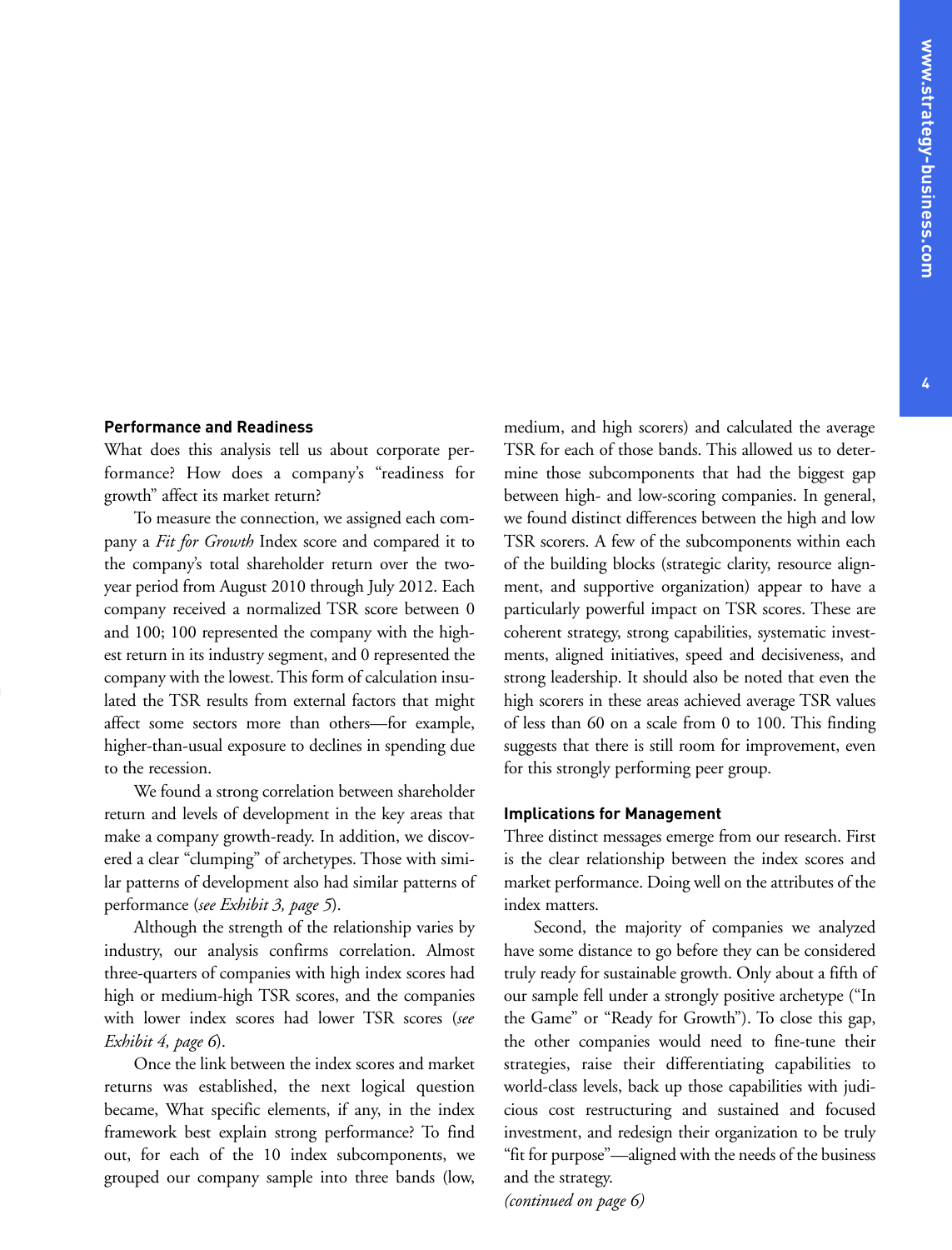## Performance and Readiness

What does this analysis tell us about corporate performance? How does a company's "readiness for growth" affect its market return?

To measure the connection, we assigned each company a *Fit for Growth* Index score and compared it to the company's total shareholder return over the two-year period from August 2010 through July 2012. Each company received a normalized TSR score between 0 and 100; 100 represented the company with the highest return in its industry segment, and 0 represented the company with the lowest. This form of calculation insulated the TSR results from external factors that might affect some sectors more than others—for example, higher-than-usual exposure to declines in spending due to the recession.

We found a strong correlation between shareholder return and levels of development in the key areas that make a company growth-ready. In addition, we discovered a clear "clumping" of archetypes. Those with similar patterns of development also had similar patterns of performance (*see Exhibit 3, page 5*).

Although the strength of the relationship varies by industry, our analysis confirms correlation. Almost three-quarters of companies with high index scores had high or medium-high TSR scores, and the companies with lower index scores had lower TSR scores (*see Exhibit 4, page 6*).

Once the link between the index scores and market returns was established, the next logical question became, What specific elements, if any, in the index framework best explain strong performance? To find out, for each of the 10 index subcomponents, we grouped our company sample into three bands (low, medium, and high scorers) and calculated the average TSR for each of those bands. This allowed us to determine those subcomponents that had the biggest gap between high- and low-scoring companies. In general, we found distinct differences between the high and low TSR scorers. A few of the subcomponents within each of the building blocks (strategic clarity, resource alignment, and supportive organization) appear to have a particularly powerful impact on TSR scores. These are coherent strategy, strong capabilities, systematic investments, aligned initiatives, speed and decisiveness, and strong leadership. It should also be noted that even the high scorers in these areas achieved average TSR values of less than 60 on a scale from 0 to 100. This finding suggests that there is still room for improvement, even for this strongly performing peer group.

## Implications for Management

Three distinct messages emerge from our research. First is the clear relationship between the index scores and market performance. Doing well on the attributes of the index matters.

Second, the majority of companies we analyzed have some distance to go before they can be considered truly ready for sustainable growth. Only about a fifth of our sample fell under a strongly positive archetype ("In the Game" or "Ready for Growth"). To close this gap, the other companies would need to fine-tune their strategies, raise their differentiating capabilities to world-class levels, back up those capabilities with judicious cost restructuring and sustained and focused investment, and redesign their organization to be truly "fit for purpose"—aligned with the needs of the business and the strategy.

*(continued on page 6)*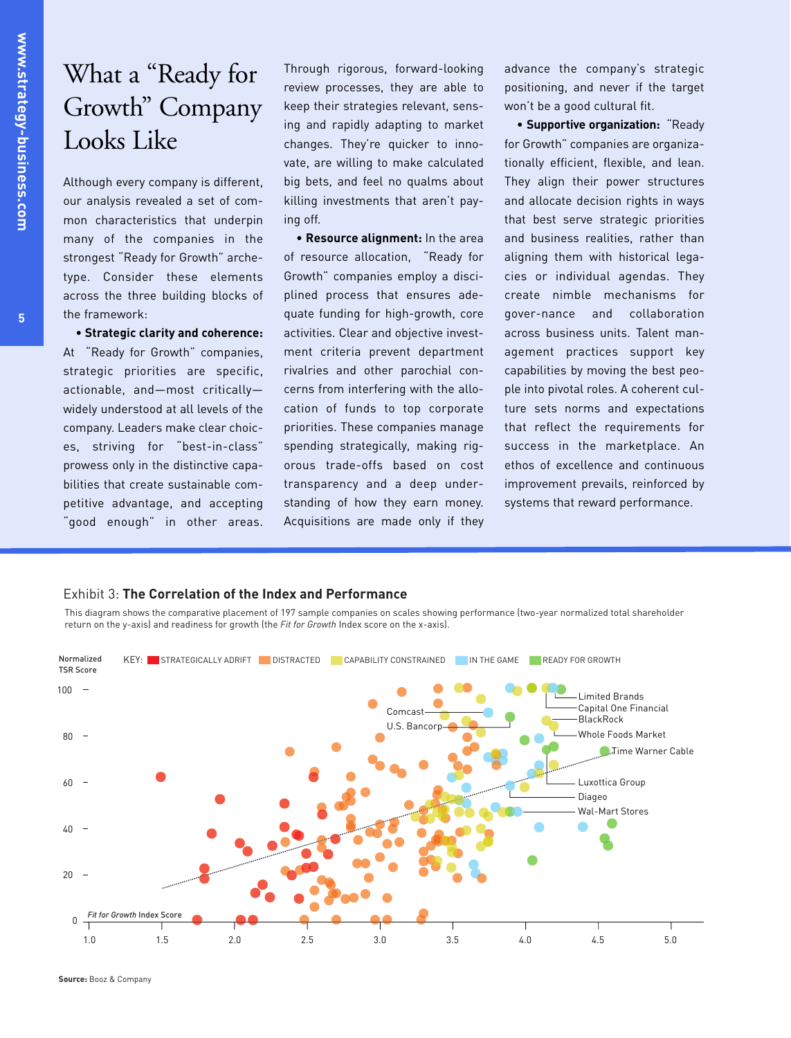# What a "Ready for Growth" Company Looks Like

Although every company is different, our analysis revealed a set of common characteristics that underpin many of the companies in the strongest "Ready for Growth" archetype. Consider these elements across the three building blocks of the framework:

- **Strategic clarity and coherence:** At "Ready for Growth" companies, strategic priorities are specific, actionable, and—most critically—widely understood at all levels of the company. Leaders make clear choices, striving for "best-in-class" prowess only in the distinctive capabilities that create sustainable competitive advantage, and accepting "good enough" in other areas. Through rigorous, forward-looking review processes, they are able to keep their strategies relevant, sensing and rapidly adapting to market changes. They're quicker to innovate, are willing to make calculated big bets, and feel no qualms about killing investments that aren't paying off.

- **Resource alignment:** In the area of resource allocation, "Ready for Growth" companies employ a disciplined process that ensures adequate funding for high-growth, core activities. Clear and objective investment criteria prevent department rivalries and other parochial concerns from interfering with the allocation of funds to top corporate priorities. These companies manage spending strategically, making rigorous trade-offs based on cost transparency and a deep understanding of how they earn money. Acquisitions are made only if they advance the company's strategic positioning, and never if the target won't be a good cultural fit.

- **Supportive organization:** "Ready for Growth" companies are organizationally efficient, flexible, and lean. They align their power structures and allocate decision rights in ways that best serve strategic priorities and business realities, rather than aligning them with historical legacies or individual agendas. They create nimble mechanisms for gover-nance and collaboration across business units. Talent management practices support key capabilities by moving the best people into pivotal roles. A coherent culture sets norms and expectations that reflect the requirements for success in the marketplace. An ethos of excellence and continuous improvement prevails, reinforced by systems that reward performance.

Exhibit 3: **The Correlation of the Index and Performance**

This diagram shows the comparative placement of 197 sample companies on scales showing performance (two-year normalized total shareholder return on the y-axis) and readiness for growth (the *Fit for Growth* Index score on the x-axis).

**Source:** Booz & Company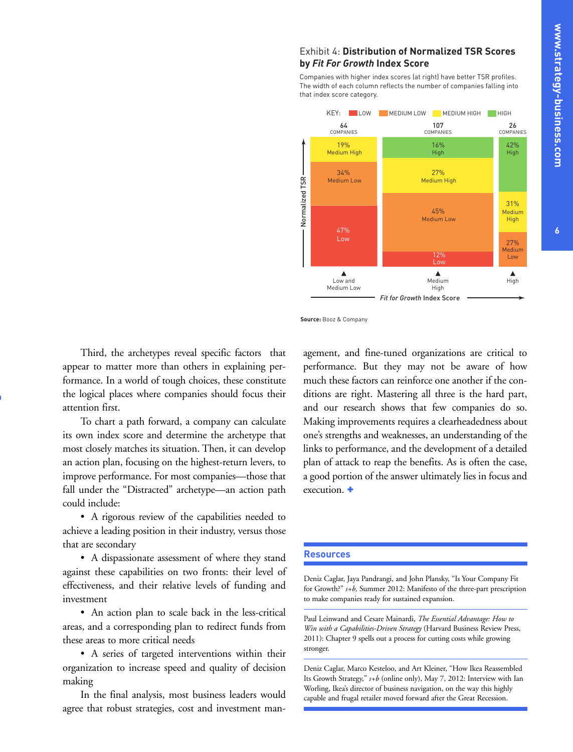Exhibit 4: **Distribution of Normalized TSR Scores by *Fit For Growth* Index Score**

Companies with higher index scores (at right) have better TSR profiles. The width of each column reflects the number of companies falling into that index score category.

KEY: LOW | MEDIUM LOW | MEDIUM HIGH | HIGH

| Normalized TSR | Low and Medium Low (64 companies) | Medium High (107 companies) | High (26 companies) |
| --- | --- | --- | --- |
| High | – | 16% | 42% |
| Medium High | 19% | 27% | 31% |
| Medium Low | 34% | 45% | 27% |
| Low | 47% | 12% | – |

*Fit for Growth* Index Score

**Source:** Booz & Company

Third, the archetypes reveal specific factors that appear to matter more than others in explaining performance. In a world of tough choices, these constitute the logical places where companies should focus their attention first.

To chart a path forward, a company can calculate its own index score and determine the archetype that most closely matches its situation. Then, it can develop an action plan, focusing on the highest-return levers, to improve performance. For most companies—those that fall under the "Distracted" archetype—an action path could include:

- A rigorous review of the capabilities needed to achieve a leading position in their industry, versus those that are secondary
- A dispassionate assessment of where they stand against these capabilities on two fronts: their level of effectiveness, and their relative levels of funding and investment
- An action plan to scale back in the less-critical areas, and a corresponding plan to redirect funds from these areas to more critical needs
- A series of targeted interventions within their organization to increase speed and quality of decision making

In the final analysis, most business leaders would agree that robust strategies, cost and investment management, and fine-tuned organizations are critical to performance. But they may not be aware of how much these factors can reinforce one another if the conditions are right. Mastering all three is the hard part, and our research shows that few companies do so. Making improvements requires a clearheadedness about one's strengths and weaknesses, an understanding of the links to performance, and the development of a detailed plan of attack to reap the benefits. As is often the case, a good portion of the answer ultimately lies in focus and execution. +

## Resources

Deniz Caglar, Jaya Pandrangi, and John Plansky, "Is Your Company Fit for Growth?" *s+b,* Summer 2012: Manifesto of the three-part prescription to make companies ready for sustained expansion.

Paul Leinwand and Cesare Mainardi, *The Essential Advantage: How to Win with a Capabilities-Driven Strategy* (Harvard Business Review Press, 2011): Chapter 9 spells out a process for cutting costs while growing stronger.

Deniz Caglar, Marco Kesteloo, and Art Kleiner, "How Ikea Reassembled Its Growth Strategy," *s+b* (online only), May 7, 2012: Interview with Ian Worling, Ikea's director of business navigation, on the way this highly capable and frugal retailer moved forward after the Great Recession.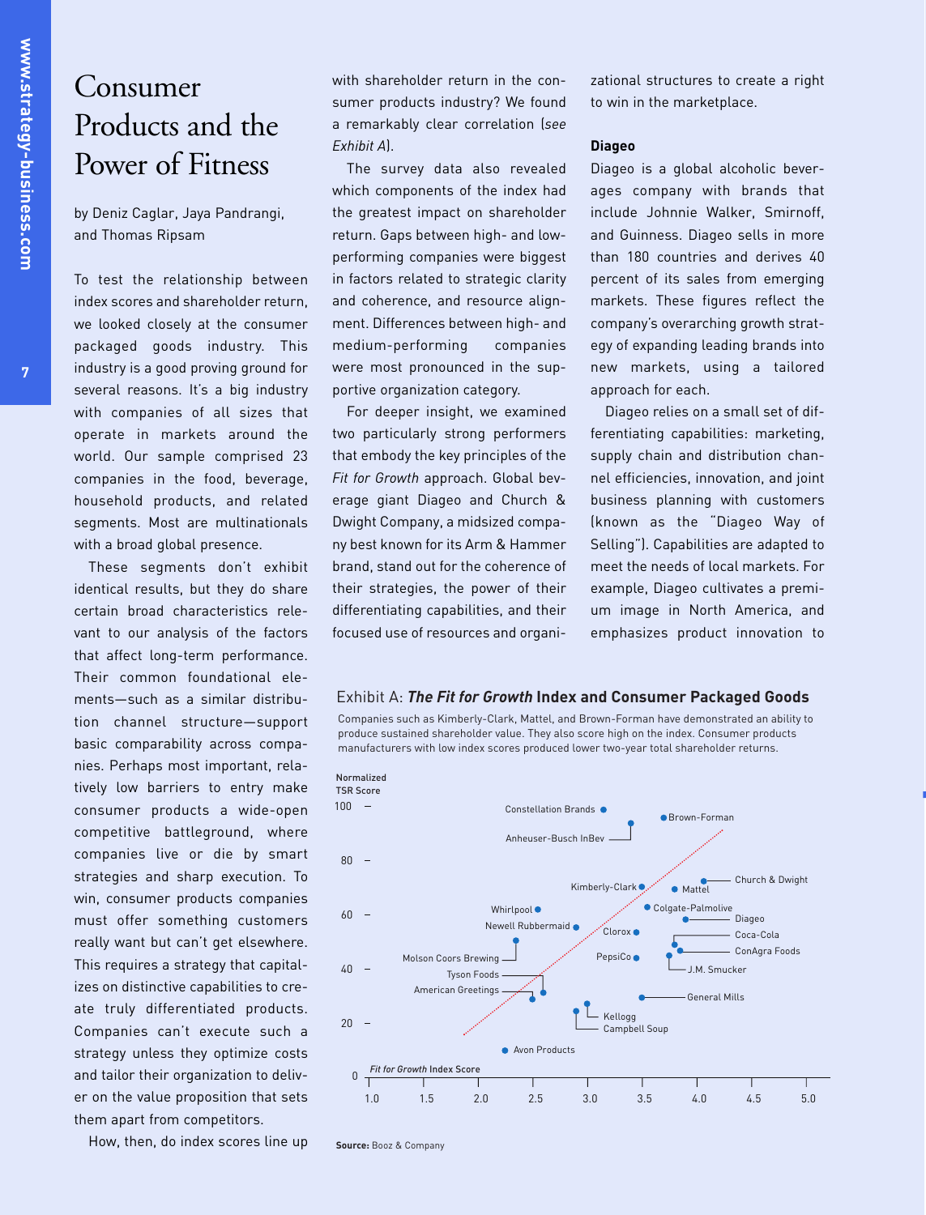# Consumer Products and the Power of Fitness

by Deniz Caglar, Jaya Pandrangi, and Thomas Ripsam

To test the relationship between index scores and shareholder return, we looked closely at the consumer packaged goods industry. This industry is a good proving ground for several reasons. It's a big industry with companies of all sizes that operate in markets around the world. Our sample comprised 23 companies in the food, beverage, household products, and related segments. Most are multinationals with a broad global presence.

These segments don't exhibit identical results, but they do share certain broad characteristics relevant to our analysis of the factors that affect long-term performance. Their common foundational elements—such as a similar distribution channel structure—support basic comparability across companies. Perhaps most important, relatively low barriers to entry make consumer products a wide-open competitive battleground, where companies live or die by smart strategies and sharp execution. To win, consumer products companies must offer something customers really want but can't get elsewhere. This requires a strategy that capitalizes on distinctive capabilities to create truly differentiated products. Companies can't execute such a strategy unless they optimize costs and tailor their organization to deliver on the value proposition that sets them apart from competitors.

How, then, do index scores line up with shareholder return in the consumer products industry? We found a remarkably clear correlation (*see Exhibit A*).

The survey data also revealed which components of the index had the greatest impact on shareholder return. Gaps between high- and low-performing companies were biggest in factors related to strategic clarity and coherence, and resource alignment. Differences between high- and medium-performing companies were most pronounced in the supportive organization category.

For deeper insight, we examined two particularly strong performers that embody the key principles of the *Fit for Growth* approach. Global beverage giant Diageo and Church & Dwight Company, a midsized company best known for its Arm & Hammer brand, stand out for the coherence of their strategies, the power of their differentiating capabilities, and their focused use of resources and organizational structures to create a right to win in the marketplace.

**Diageo**

Diageo is a global alcoholic beverages company with brands that include Johnnie Walker, Smirnoff, and Guinness. Diageo sells in more than 180 countries and derives 40 percent of its sales from emerging markets. These figures reflect the company's overarching growth strategy of expanding leading brands into new markets, using a tailored approach for each.

Diageo relies on a small set of differentiating capabilities: marketing, supply chain and distribution channel efficiencies, innovation, and joint business planning with customers (known as the "Diageo Way of Selling"). Capabilities are adapted to meet the needs of local markets. For example, Diageo cultivates a premium image in North America, and emphasizes product innovation to

Exhibit A: ***The Fit for Growth* Index and Consumer Packaged Goods**

Companies such as Kimberly-Clark, Mattel, and Brown-Forman have demonstrated an ability to produce sustained shareholder value. They also score high on the index. Consumer products manufacturers with low index scores produced lower two-year total shareholder returns.

Normalized TSR Score (y-axis, 0–100) vs. *Fit for Growth* Index Score (x-axis, 1.0–5.0). Companies plotted: Constellation Brands, Brown-Forman, Anheuser-Busch InBev, Church & Dwight, Kimberly-Clark, Mattel, Colgate-Palmolive, Whirlpool, Diageo, Newell Rubbermaid, Clorox, Coca-Cola, ConAgra Foods, Molson Coors Brewing, PepsiCo, J.M. Smucker, Tyson Foods, American Greetings, General Mills, Kellogg, Campbell Soup, Avon Products.

**Source:** Booz & Company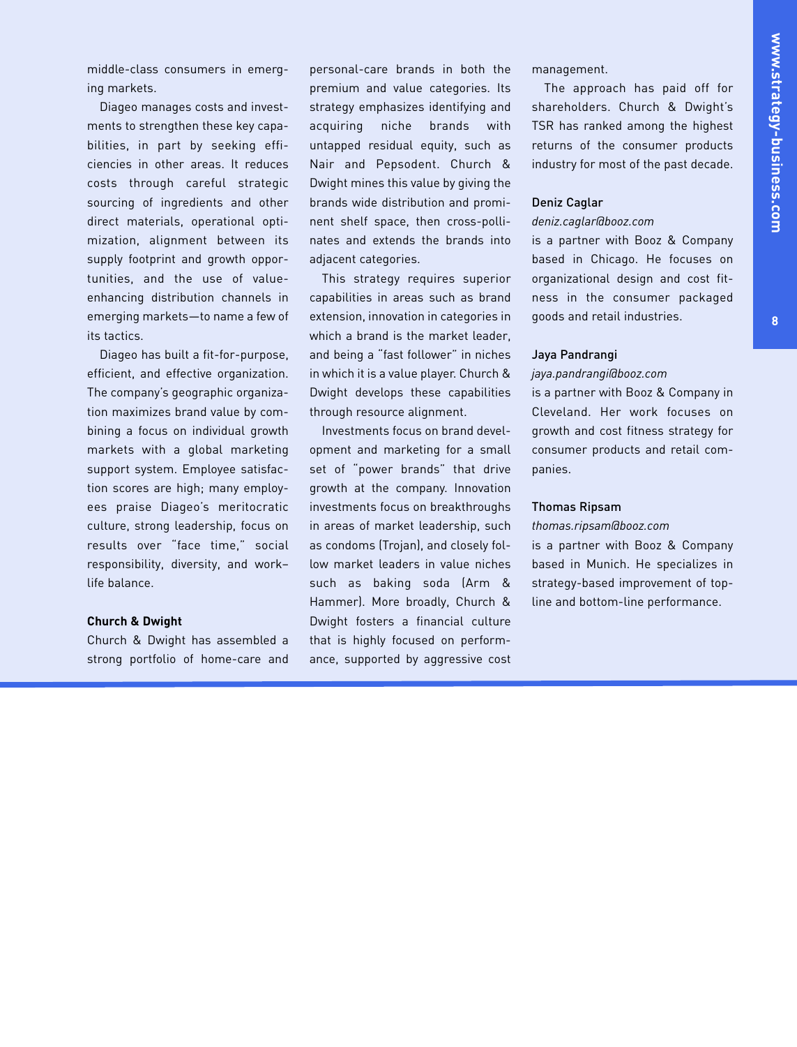middle-class consumers in emerging markets.

Diageo manages costs and investments to strengthen these key capabilities, in part by seeking efficiencies in other areas. It reduces costs through careful strategic sourcing of ingredients and other direct materials, operational optimization, alignment between its supply footprint and growth opportunities, and the use of value-enhancing distribution channels in emerging markets—to name a few of its tactics.

Diageo has built a fit-for-purpose, efficient, and effective organization. The company's geographic organization maximizes brand value by combining a focus on individual growth markets with a global marketing support system. Employee satisfaction scores are high; many employees praise Diageo's meritocratic culture, strong leadership, focus on results over "face time," social responsibility, diversity, and work–life balance.

**Church & Dwight**

Church & Dwight has assembled a strong portfolio of home-care and personal-care brands in both the premium and value categories. Its strategy emphasizes identifying and acquiring niche brands with untapped residual equity, such as Nair and Pepsodent. Church & Dwight mines this value by giving the brands wide distribution and prominent shelf space, then cross-pollinates and extends the brands into adjacent categories.

This strategy requires superior capabilities in areas such as brand extension, innovation in categories in which a brand is the market leader, and being a "fast follower" in niches in which it is a value player. Church & Dwight develops these capabilities through resource alignment.

Investments focus on brand development and marketing for a small set of "power brands" that drive growth at the company. Innovation investments focus on breakthroughs in areas of market leadership, such as condoms (Trojan), and closely follow market leaders in value niches such as baking soda (Arm & Hammer). More broadly, Church & Dwight fosters a financial culture that is highly focused on performance, supported by aggressive cost management.

The approach has paid off for shareholders. Church & Dwight's TSR has ranked among the highest returns of the consumer products industry for most of the past decade.

**Deniz Caglar**
*deniz.caglar@booz.com*
is a partner with Booz & Company based in Chicago. He focuses on organizational design and cost fitness in the consumer packaged goods and retail industries.

**Jaya Pandrangi**
*jaya.pandrangi@booz.com*
is a partner with Booz & Company in Cleveland. Her work focuses on growth and cost fitness strategy for consumer products and retail companies.

**Thomas Ripsam**
*thomas.ripsam@booz.com*
is a partner with Booz & Company based in Munich. He specializes in strategy-based improvement of top-line and bottom-line performance.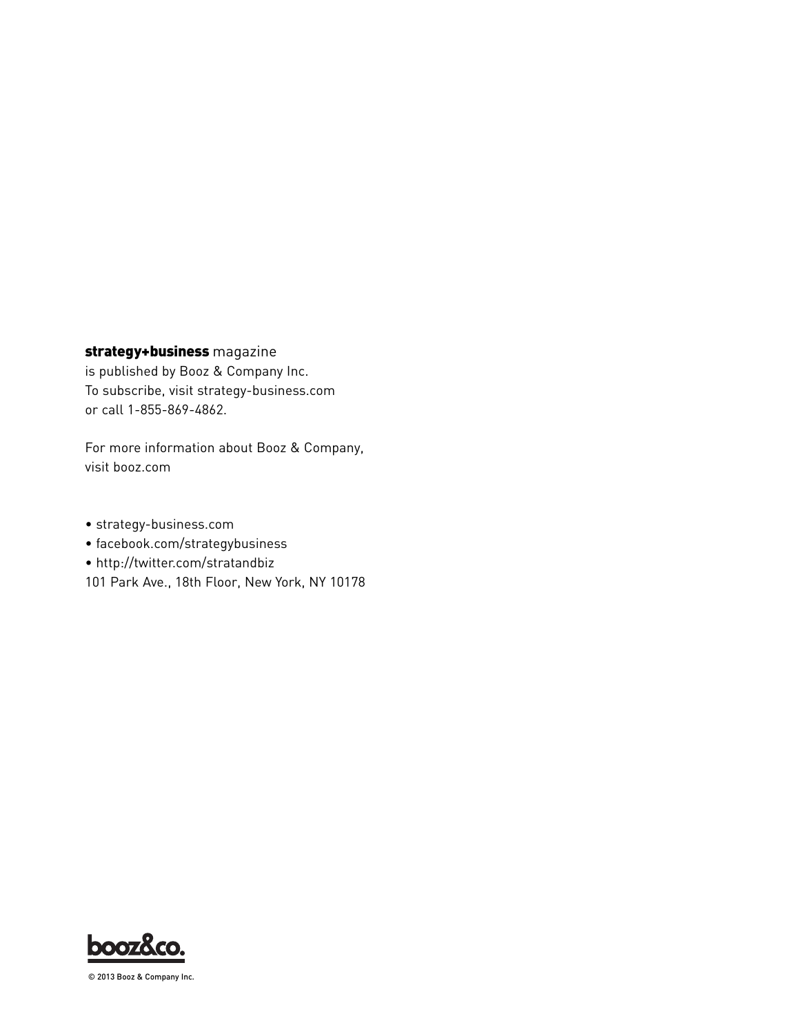**strategy+business** magazine
is published by Booz & Company Inc.
To subscribe, visit strategy-business.com
or call 1-855-869-4862.

For more information about Booz & Company,
visit booz.com

- strategy-business.com
- facebook.com/strategybusiness
- http://twitter.com/stratandbiz

101 Park Ave., 18th Floor, New York, NY 10178

booz&co.

© 2013 Booz & Company Inc.